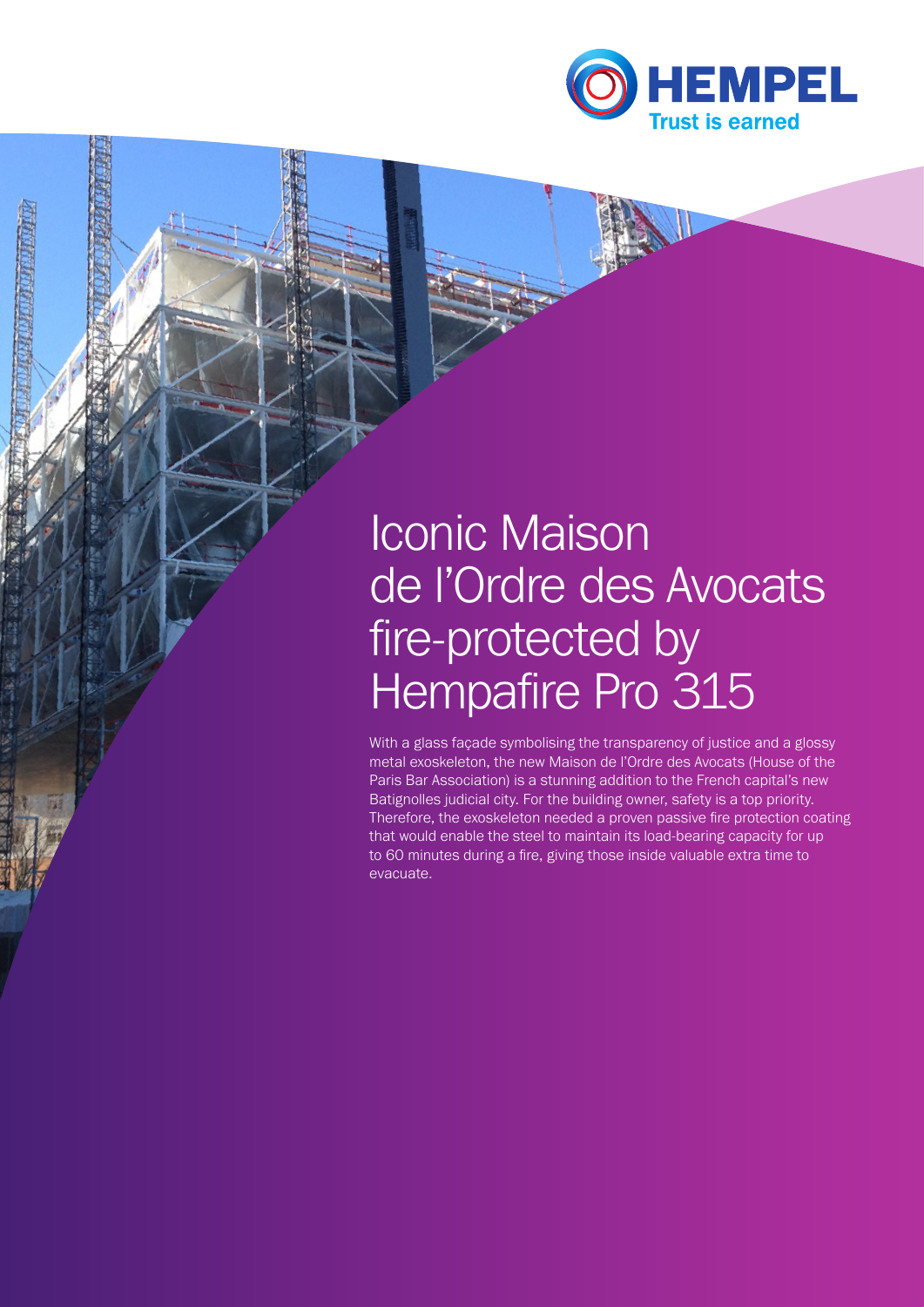# Iconic Maison de l'Ordre des Avocats fire-protected by Hempafire Pro 315

With a glass façade symbolising the transparency of justice and a glossy metal exoskeleton, the new Maison de l'Ordre des Avocats (House of the Paris Bar Association) is a stunning addition to the French capital's new Batignolles judicial city. For the building owner, safety is a top priority. Therefore, the exoskeleton needed a proven passive fire protection coating that would enable the steel to maintain its load-bearing capacity for up to 60 minutes during a fire, giving those inside valuable extra time to evacuate.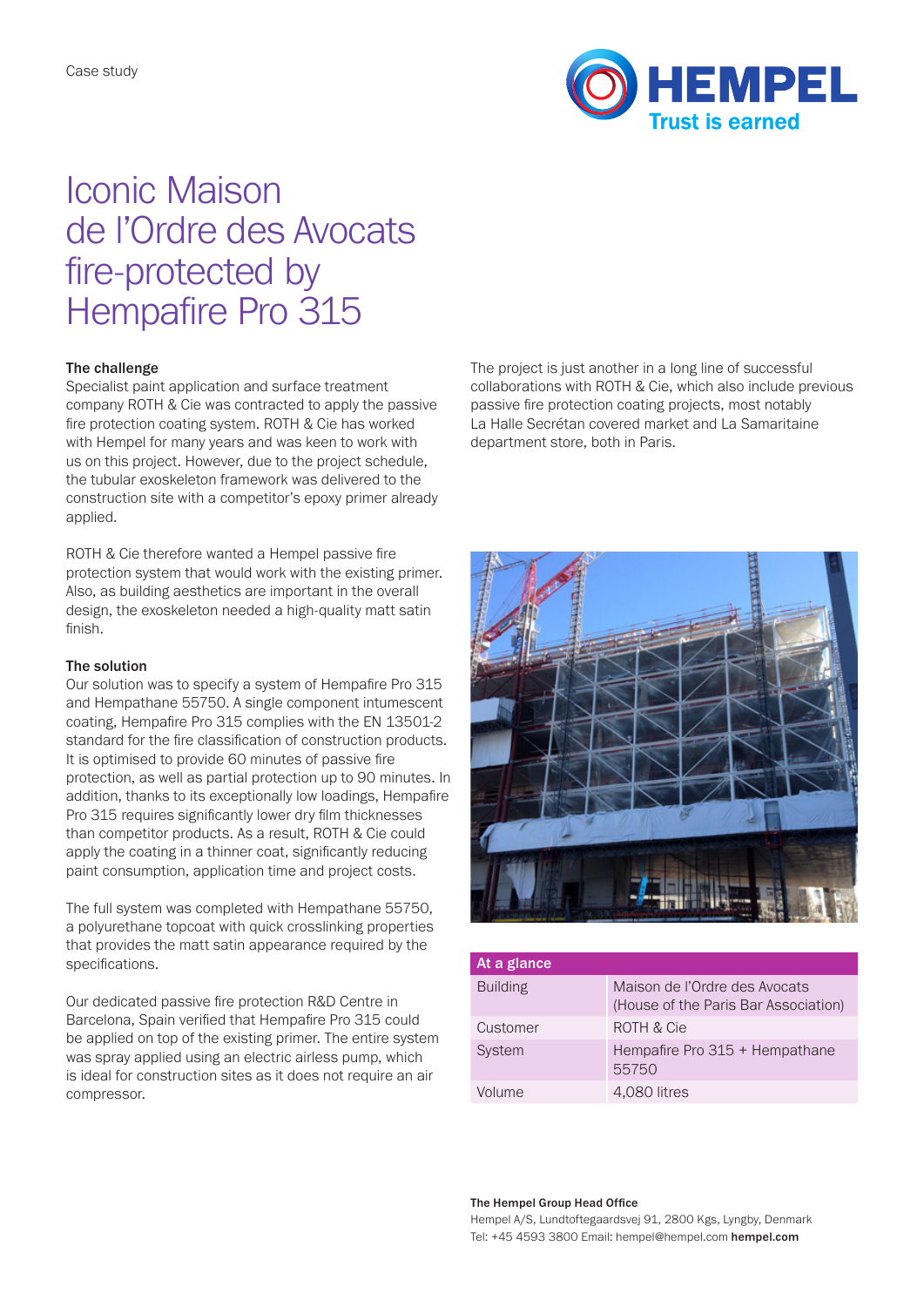Case study

# Iconic Maison de l'Ordre des Avocats fire-protected by Hempafire Pro 315

**The challenge**

Specialist paint application and surface treatment company ROTH & Cie was contracted to apply the passive fire protection coating system. ROTH & Cie has worked with Hempel for many years and was keen to work with us on this project. However, due to the project schedule, the tubular exoskeleton framework was delivered to the construction site with a competitor's epoxy primer already applied.

ROTH & Cie therefore wanted a Hempel passive fire protection system that would work with the existing primer. Also, as building aesthetics are important in the overall design, the exoskeleton needed a high-quality matt satin finish.

**The solution**

Our solution was to specify a system of Hempafire Pro 315 and Hempathane 55750. A single component intumescent coating, Hempafire Pro 315 complies with the EN 13501-2 standard for the fire classification of construction products. It is optimised to provide 60 minutes of passive fire protection, as well as partial protection up to 90 minutes. In addition, thanks to its exceptionally low loadings, Hempafire Pro 315 requires significantly lower dry film thicknesses than competitor products. As a result, ROTH & Cie could apply the coating in a thinner coat, significantly reducing paint consumption, application time and project costs.

The full system was completed with Hempathane 55750, a polyurethane topcoat with quick crosslinking properties that provides the matt satin appearance required by the specifications.

Our dedicated passive fire protection R&D Centre in Barcelona, Spain verified that Hempafire Pro 315 could be applied on top of the existing primer. The entire system was spray applied using an electric airless pump, which is ideal for construction sites as it does not require an air compressor.

The project is just another in a long line of successful collaborations with ROTH & Cie, which also include previous passive fire protection coating projects, most notably La Halle Secrétan covered market and La Samaritaine department store, both in Paris.

| At a glance | |
|---|---|
| Building | Maison de l'Ordre des Avocats (House of the Paris Bar Association) |
| Customer | ROTH & Cie |
| System | Hempafire Pro 315 + Hempathane 55750 |
| Volume | 4,080 litres |

**The Hempel Group Head Office**
Hempel A/S, Lundtoftegaardsvej 91, 2800 Kgs, Lyngby, Denmark
Tel: +45 4593 3800 Email: hempel@hempel.com **hempel.com**